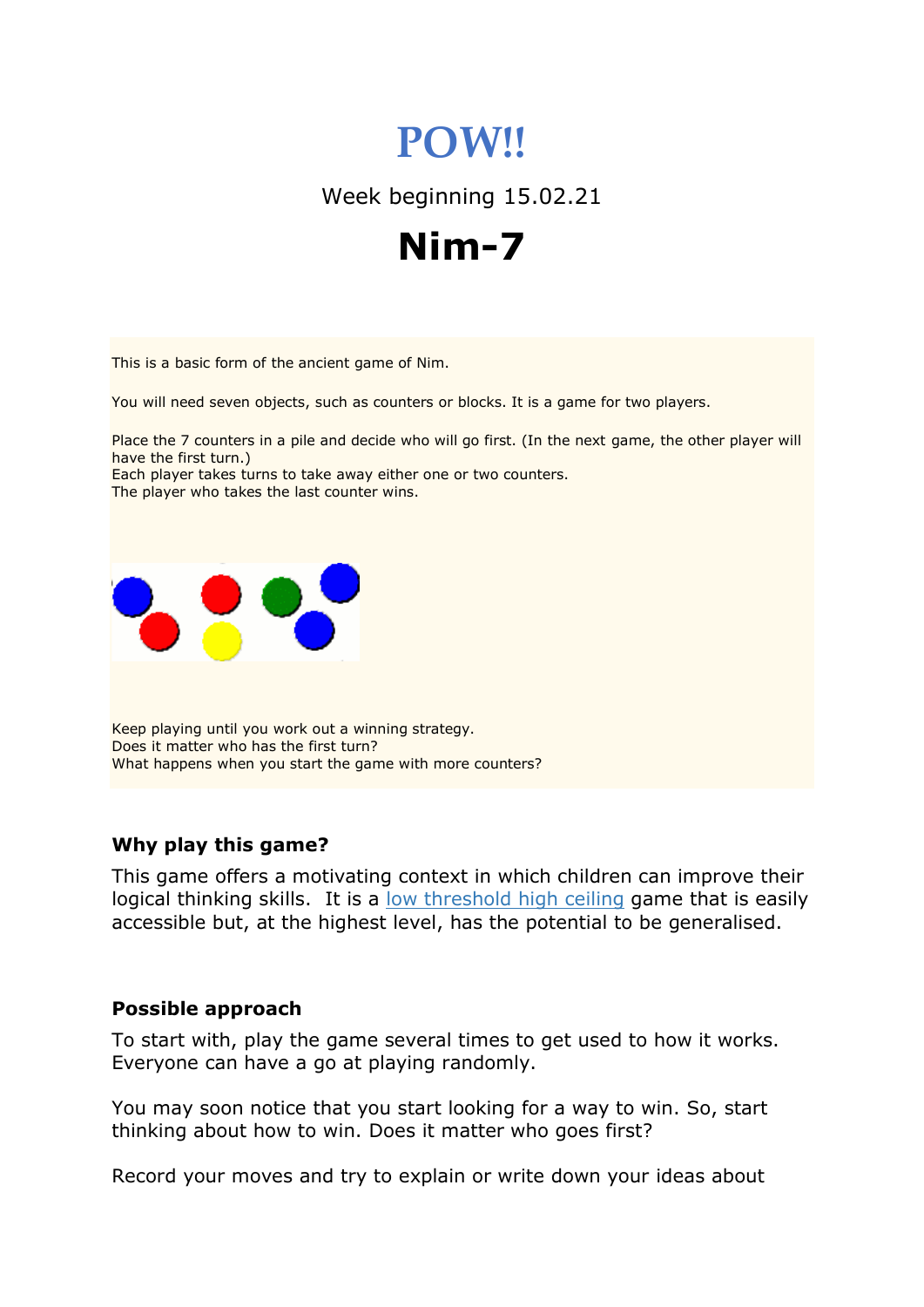# POW!!

Week beginning 15.02.21

# Nim-7

This is a basic form of the ancient game of Nim.

You will need seven objects, such as counters or blocks. It is a game for two players.

Place the 7 counters in a pile and decide who will go first. (In the next game, the other player will have the first turn.)
Each player takes turns to take away either one or two counters.
The player who takes the last counter wins.

Keep playing until you work out a winning strategy.
Does it matter who has the first turn?
What happens when you start the game with more counters?

### Why play this game?

This game offers a motivating context in which children can improve their logical thinking skills. It is a low threshold high ceiling game that is easily accessible but, at the highest level, has the potential to be generalised.

### Possible approach

To start with, play the game several times to get used to how it works. Everyone can have a go at playing randomly.

You may soon notice that you start looking for a way to win. So, start thinking about how to win. Does it matter who goes first?

Record your moves and try to explain or write down your ideas about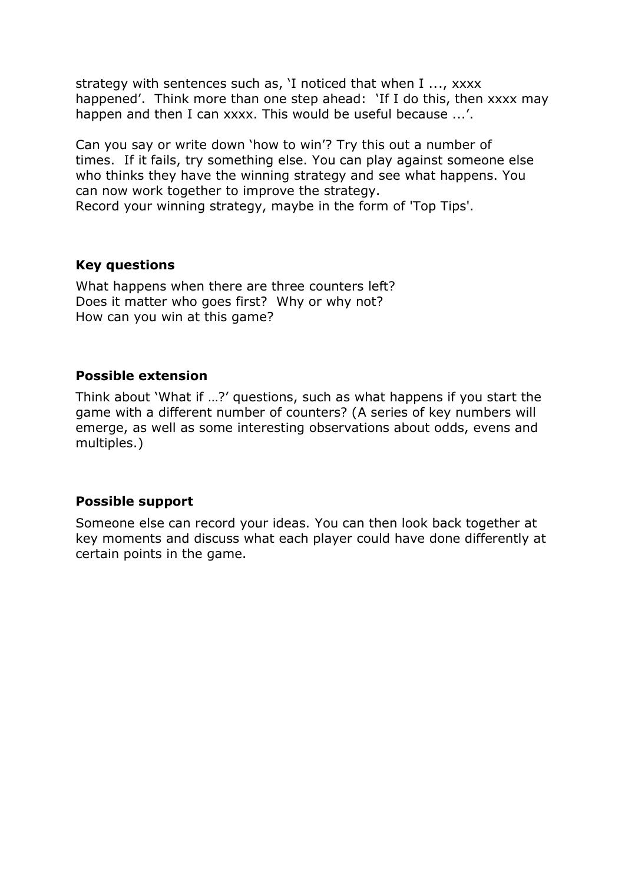strategy with sentences such as, 'I noticed that when I ..., xxxx happened'. Think more than one step ahead: 'If I do this, then xxxx may happen and then I can xxxx. This would be useful because ...'.

Can you say or write down 'how to win'? Try this out a number of times. If it fails, try something else. You can play against someone else who thinks they have the winning strategy and see what happens. You can now work together to improve the strategy.
Record your winning strategy, maybe in the form of 'Top Tips'.

**Key questions**

What happens when there are three counters left?
Does it matter who goes first? Why or why not?
How can you win at this game?

**Possible extension**

Think about 'What if …?' questions, such as what happens if you start the game with a different number of counters? (A series of key numbers will emerge, as well as some interesting observations about odds, evens and multiples.)

**Possible support**

Someone else can record your ideas. You can then look back together at key moments and discuss what each player could have done differently at certain points in the game.